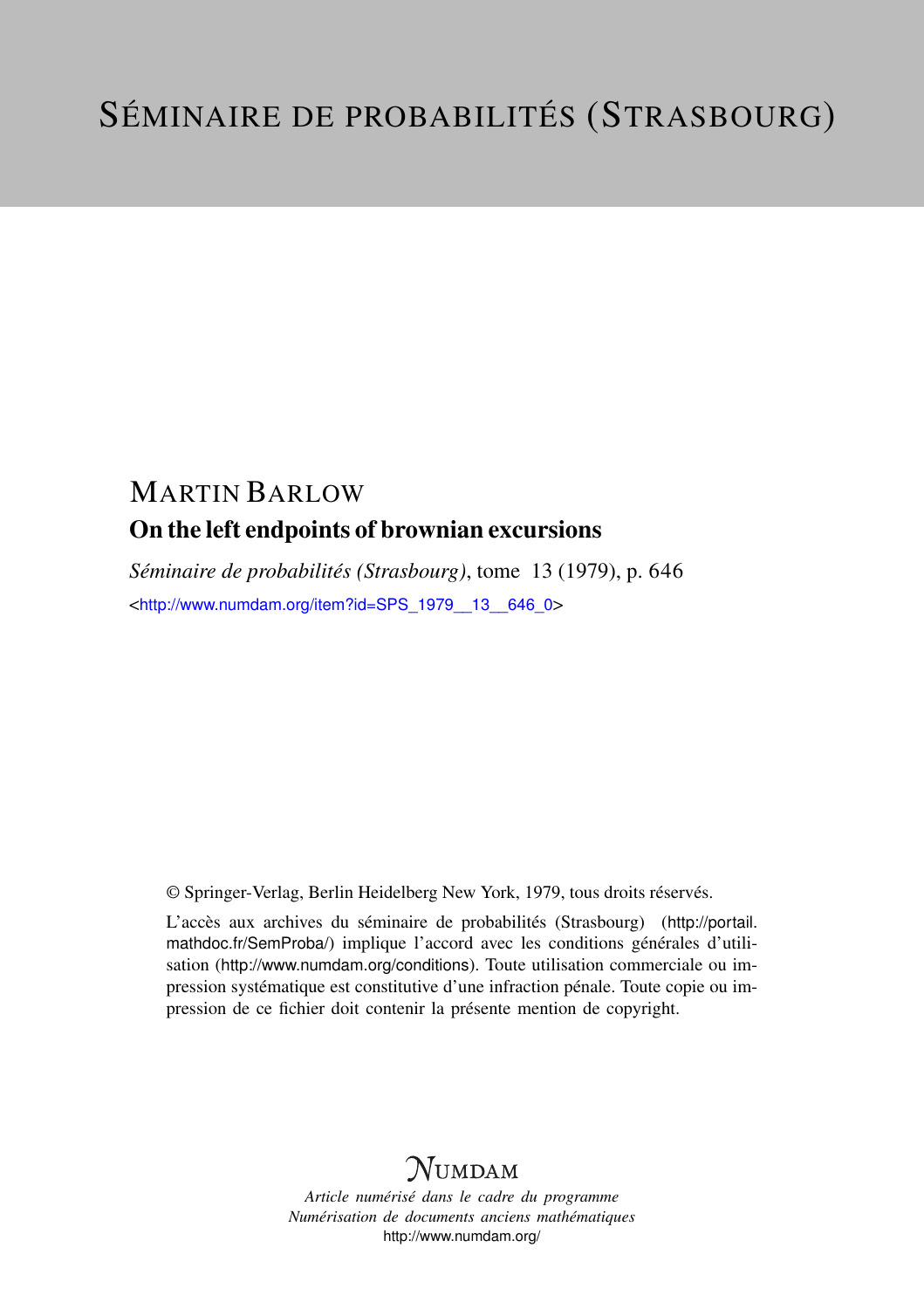# SÉMINAIRE DE PROBABILITÉS (STRASBOURG)

## MARTIN BARLOW

### On the left endpoints of brownian excursions

*Séminaire de probabilités (Strasbourg)*, tome 13 (1979), p. 646

<http://www.numdam.org/item?id=SPS_1979__13__646_0>

© Springer-Verlag, Berlin Heidelberg New York, 1979, tous droits réservés.

L'accès aux archives du séminaire de probabilités (Strasbourg) (http://portail.mathdoc.fr/SemProba/) implique l'accord avec les conditions générales d'utilisation (http://www.numdam.org/conditions). Toute utilisation commerciale ou impression systématique est constitutive d'une infraction pénale. Toute copie ou impression de ce fichier doit contenir la présente mention de copyright.

NUMDAM

*Article numérisé dans le cadre du programme*
*Numérisation de documents anciens mathématiques*
http://www.numdam.org/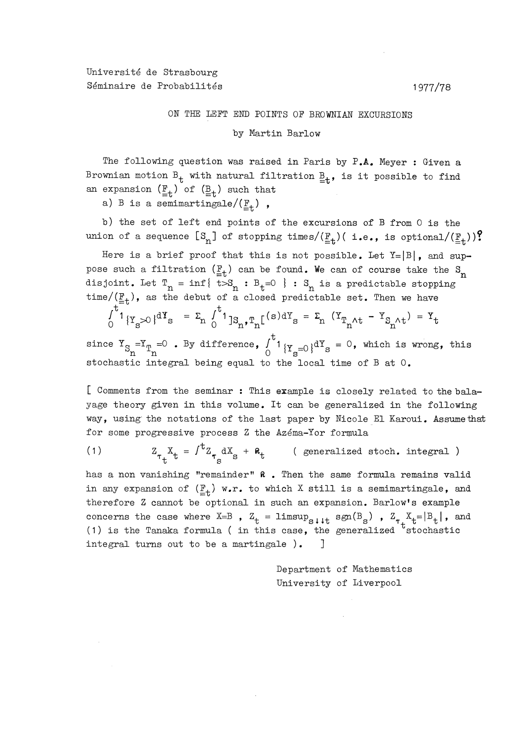Université de Strasbourg
Séminaire de Probabilités

1977/78

## ON THE LEFT END POINTS OF BROWNIAN EXCURSIONS

by Martin Barlow

The following question was raised in Paris by P.A. Meyer : Given a Brownian motion $B_t$ with natural filtration $\underline{\underline{B}}_t$, is it possible to find an expansion $(\underline{\underline{F}}_t)$ of $(\underline{\underline{B}}_t)$ such that

a) B is a semimartingale/$(\underline{\underline{F}}_t)$ ,

b) the set of left end points of the excursions of B from 0 is the union of a sequence $[S_n]$ of stopping times/$(\underline{\underline{F}}_t)$( i.e., is optional/$(\underline{\underline{F}}_t)$)?

Here is a brief proof that this is not possible. Let $Y=|B|$, and suppose such a filtration $(\underline{\underline{F}}_t)$ can be found. We can of course take the $S_n$ disjoint. Let $T_n = \inf\{ t>S_n : B_t=0 \}$ : $S_n$ is a predictable stopping time/$(\underline{\underline{F}}_t)$, as the debut of a closed predictable set. Then we have

$$\int_0^t 1_{\{Y_s>0\}}dY_s = \Sigma_n \int_0^t 1_{]S_n,T_n[}(s)dY_s = \Sigma_n (Y_{T_n\wedge t} - Y_{S_n\wedge t}) = Y_t$$

since $Y_{S_n}=Y_{T_n}=0$ . By difference, $\int_0^t 1_{\{Y_s=0\}}dY_s = 0$, which is wrong, this stochastic integral being equal to the local time of B at 0.

[ Comments from the seminar : This example is closely related to the balayage theory given in this volume. It can be generalized in the following way, using the notations of the last paper by Nicole El Karoui. Assume that for some progressive process Z the Azéma-Yor formula

$$(1) \qquad Z_{\tau_t}X_t = \int^t Z_{\tau_s}dX_s + \mathfrak{R}_t \qquad \text{( generalized stoch. integral )}$$

has a non vanishing "remainder" $\mathfrak{R}$ . Then the same formula remains valid in any expansion of $(\underline{\underline{F}}_t)$ w.r. to which X still is a semimartingale, and therefore Z cannot be optional in such an expansion. Barlow's example concerns the case where $X=B$ , $Z_t = \limsup_{s\downarrow\downarrow t} \mathrm{sgn}(B_s)$ , $Z_{\tau_t}X_t=|B_t|$, and (1) is the Tanaka formula ( in this case, the generalized stochastic integral turns out to be a martingale ). ]

Department of Mathematics
University of Liverpool